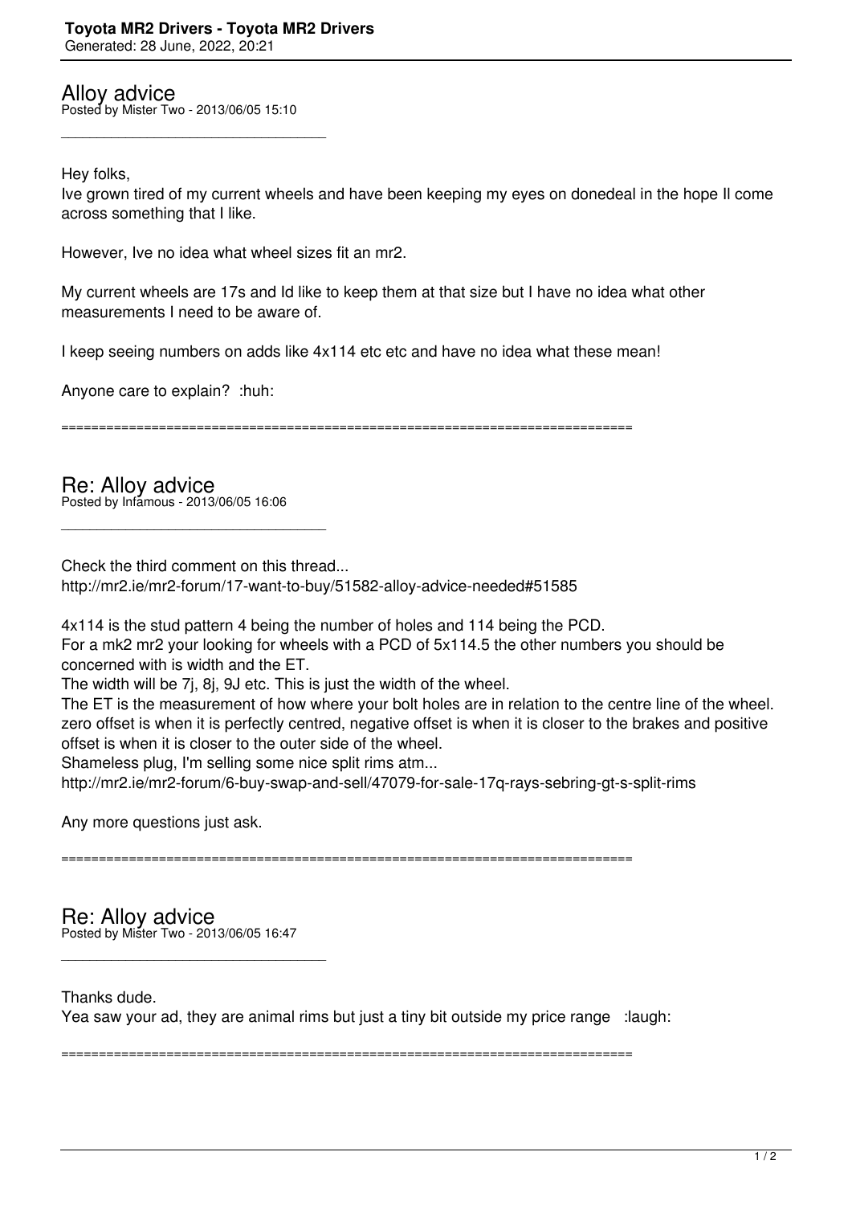# Alloy advice

Posted by Mister Two - 2013/06/05 15:10

---

Hey folks,

Ive grown tired of my current wheels and have been keeping my eyes on donedeal in the hope Il come across something that I like.

However, Ive no idea what wheel sizes fit an mr2.

My current wheels are 17s and Id like to keep them at that size but I have no idea what other measurements I need to be aware of.

I keep seeing numbers on adds like 4x114 etc etc and have no idea what these mean!

Anyone care to explain? :huh:

============================================================================

# Re: Alloy advice

Posted by Infamous - 2013/06/05 16:06

---

Check the third comment on this thread...
http://mr2.ie/mr2-forum/17-want-to-buy/51582-alloy-advice-needed#51585

4x114 is the stud pattern 4 being the number of holes and 114 being the PCD.
For a mk2 mr2 your looking for wheels with a PCD of 5x114.5 the other numbers you should be concerned with is width and the ET.
The width will be 7j, 8j, 9J etc. This is just the width of the wheel.
The ET is the measurement of how where your bolt holes are in relation to the centre line of the wheel. zero offset is when it is perfectly centred, negative offset is when it is closer to the brakes and positive offset is when it is closer to the outer side of the wheel.
Shameless plug, I'm selling some nice split rims atm...
http://mr2.ie/mr2-forum/6-buy-swap-and-sell/47079-for-sale-17q-rays-sebring-gt-s-split-rims

Any more questions just ask.

============================================================================

# Re: Alloy advice

Posted by Mister Two - 2013/06/05 16:47

---

Thanks dude.
Yea saw your ad, they are animal rims but just a tiny bit outside my price range :laugh:

============================================================================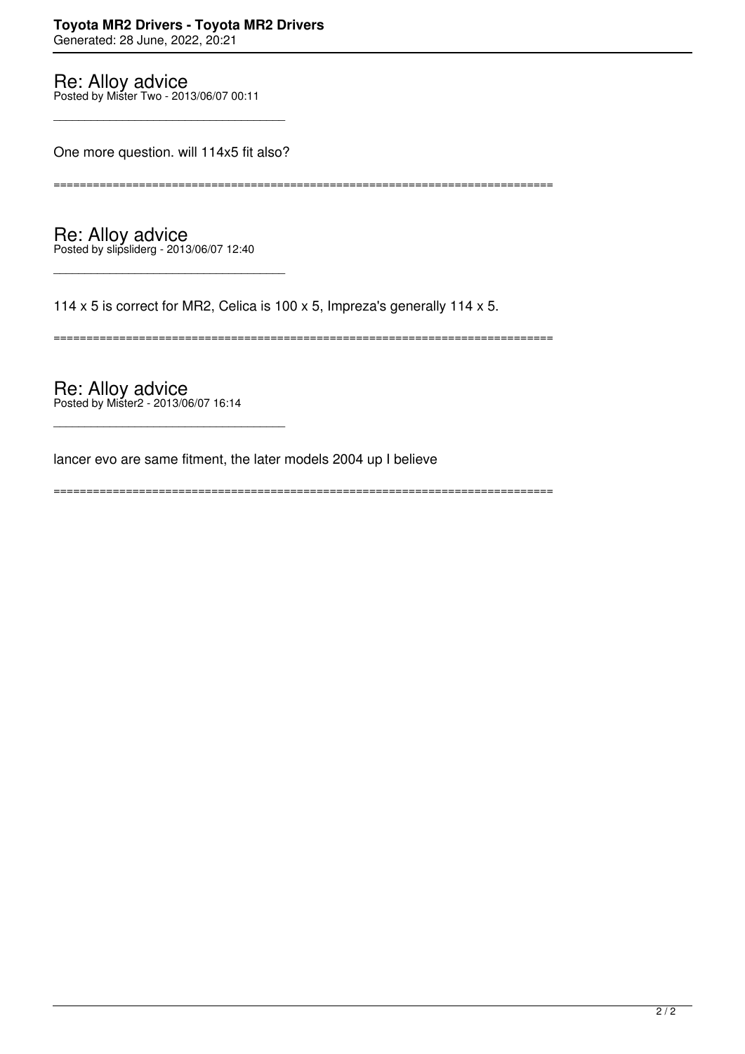## Re: Alloy advice

Posted by Mister Two - 2013/06/07 00:11

---

One more question. will 114x5 fit also?

============================================================================

## Re: Alloy advice

Posted by slipsliderg - 2013/06/07 12:40

---

114 x 5 is correct for MR2, Celica is 100 x 5, Impreza's generally 114 x 5.

============================================================================

## Re: Alloy advice

Posted by Mister2 - 2013/06/07 16:14

---

lancer evo are same fitment, the later models 2004 up I believe

============================================================================